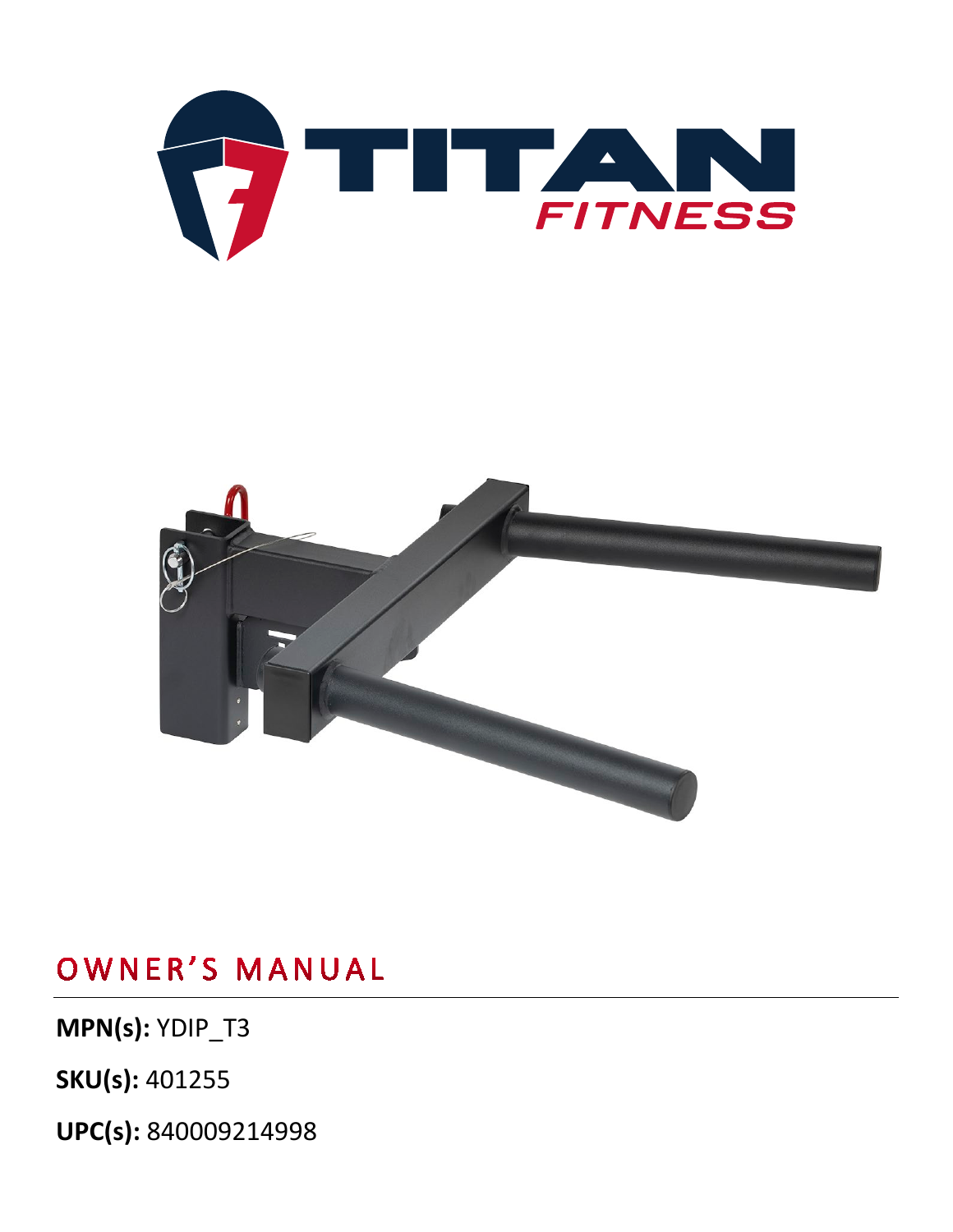# OWNER'S MANUAL

**MPN(s):** YDIP_T3

**SKU(s):** 401255

**UPC(s):** 840009214998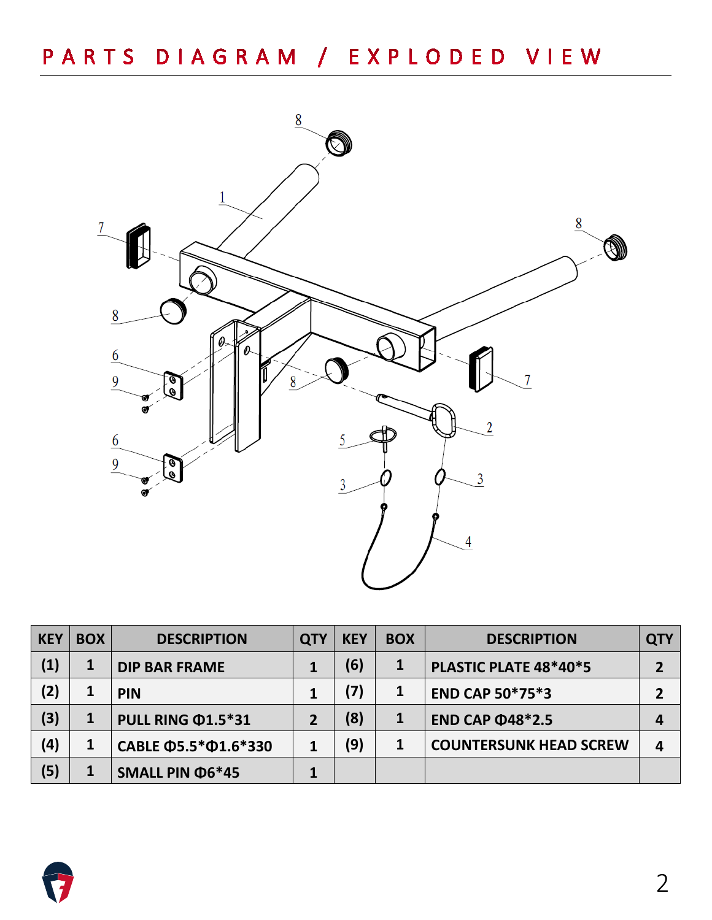# PARTS DIAGRAM / EXPLODED VIEW

| KEY | BOX | DESCRIPTION | QTY | KEY | BOX | DESCRIPTION | QTY |
|---|---|---|---|---|---|---|---|
| (1) | 1 | DIP BAR FRAME | 1 | (6) | 1 | PLASTIC PLATE 48*40*5 | 2 |
| (2) | 1 | PIN | 1 | (7) | 1 | END CAP 50*75*3 | 2 |
| (3) | 1 | PULL RING Φ1.5*31 | 2 | (8) | 1 | END CAP Φ48*2.5 | 4 |
| (4) | 1 | CABLE Φ5.5*Φ1.6*330 | 1 | (9) | 1 | COUNTERSUNK HEAD SCREW | 4 |
| (5) | 1 | SMALL PIN Φ6*45 | 1 | | | | |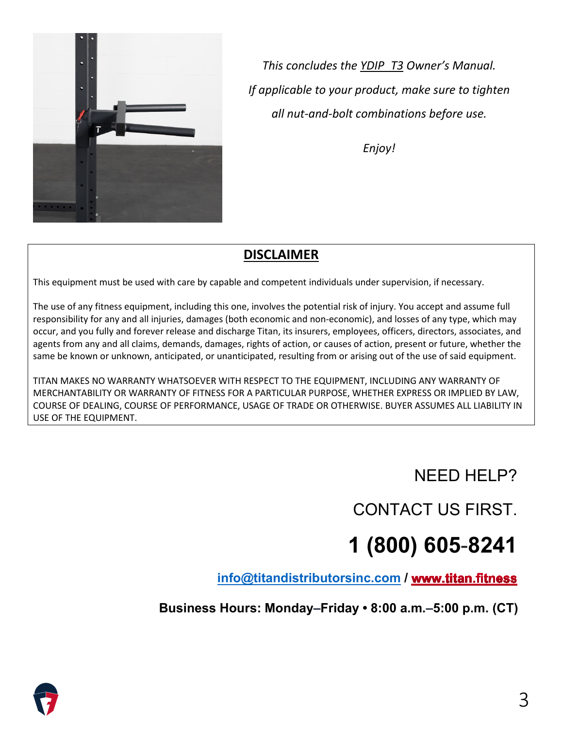*This concludes the YDIP_T3 Owner's Manual.*

*If applicable to your product, make sure to tighten all nut-and-bolt combinations before use.*

*Enjoy!*

## DISCLAIMER

This equipment must be used with care by capable and competent individuals under supervision, if necessary.

The use of any fitness equipment, including this one, involves the potential risk of injury. You accept and assume full responsibility for any and all injuries, damages (both economic and non-economic), and losses of any type, which may occur, and you fully and forever release and discharge Titan, its insurers, employees, officers, directors, associates, and agents from any and all claims, demands, damages, rights of action, or causes of action, present or future, whether the same be known or unknown, anticipated, or unanticipated, resulting from or arising out of the use of said equipment.

TITAN MAKES NO WARRANTY WHATSOEVER WITH RESPECT TO THE EQUIPMENT, INCLUDING ANY WARRANTY OF MERCHANTABILITY OR WARRANTY OF FITNESS FOR A PARTICULAR PURPOSE, WHETHER EXPRESS OR IMPLIED BY LAW, COURSE OF DEALING, COURSE OF PERFORMANCE, USAGE OF TRADE OR OTHERWISE. BUYER ASSUMES ALL LIABILITY IN USE OF THE EQUIPMENT.

NEED HELP?

CONTACT US FIRST.

# 1 (800) 605-8241

**info@titandistributorsinc.com / www.titan.fitness**

**Business Hours: Monday–Friday • 8:00 a.m.–5:00 p.m. (CT)**